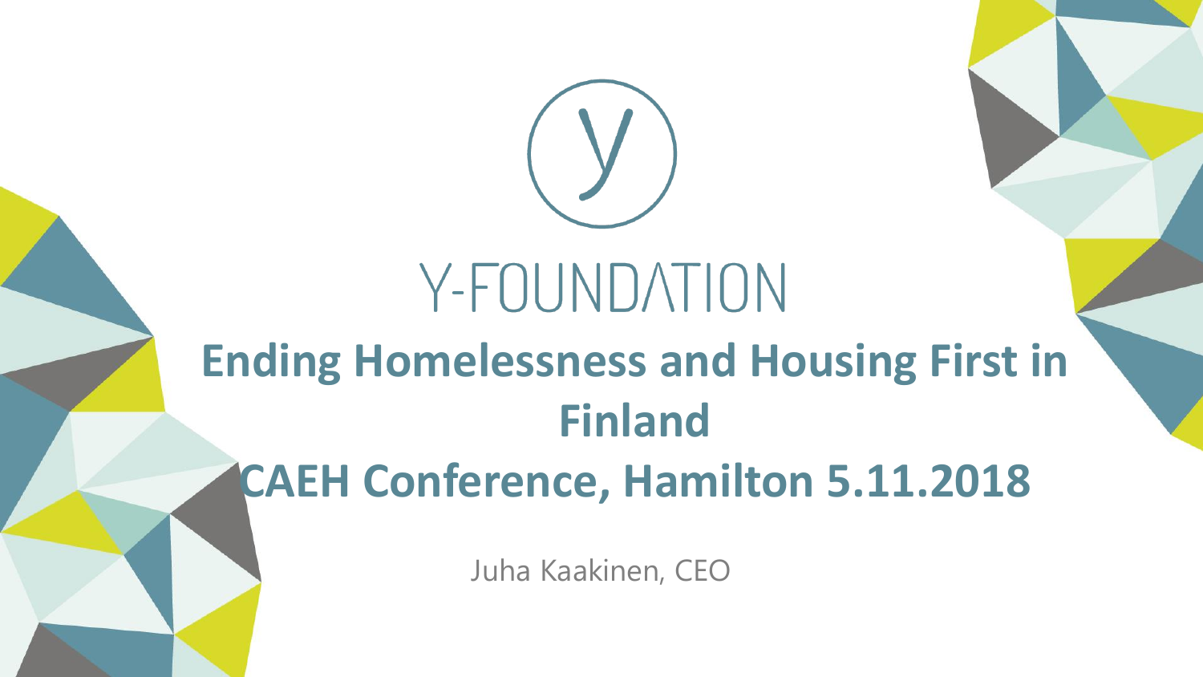Y-FOUNDATION

# Ending Homelessness and Housing First in Finland

# CAEH Conference, Hamilton 5.11.2018

Juha Kaakinen, CEO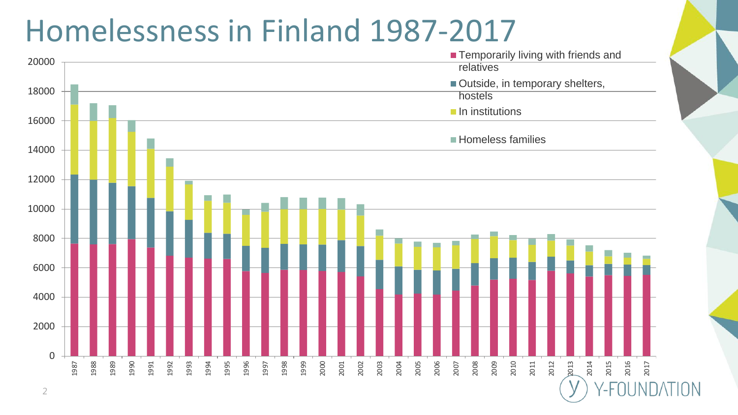# Homelessness in Finland 1987-2017

- Temporarily living with friends and relatives
- Outside, in temporary shelters, hostels
- In institutions
- Homeless families

Y-FOUNDATION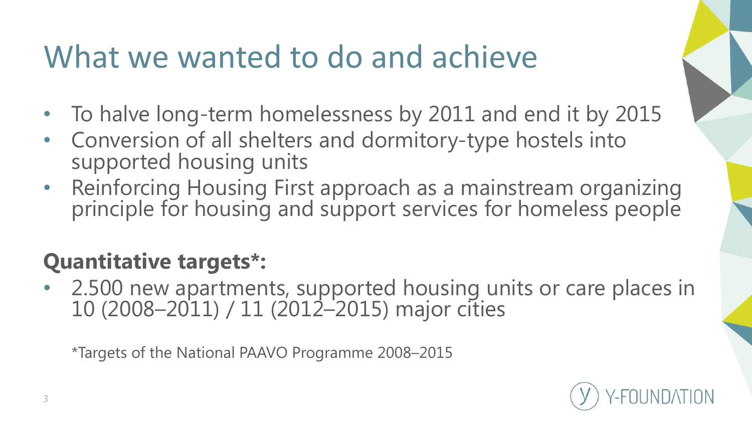# What we wanted to do and achieve

- To halve long-term homelessness by 2011 and end it by 2015
- Conversion of all shelters and dormitory-type hostels into supported housing units
- Reinforcing Housing First approach as a mainstream organizing principle for housing and support services for homeless people

## Quantitative targets*:

- 2.500 new apartments, supported housing units or care places in 10 (2008–2011) / 11 (2012–2015) major cities

*Targets of the National PAAVO Programme 2008–2015

Y-FOUNDATION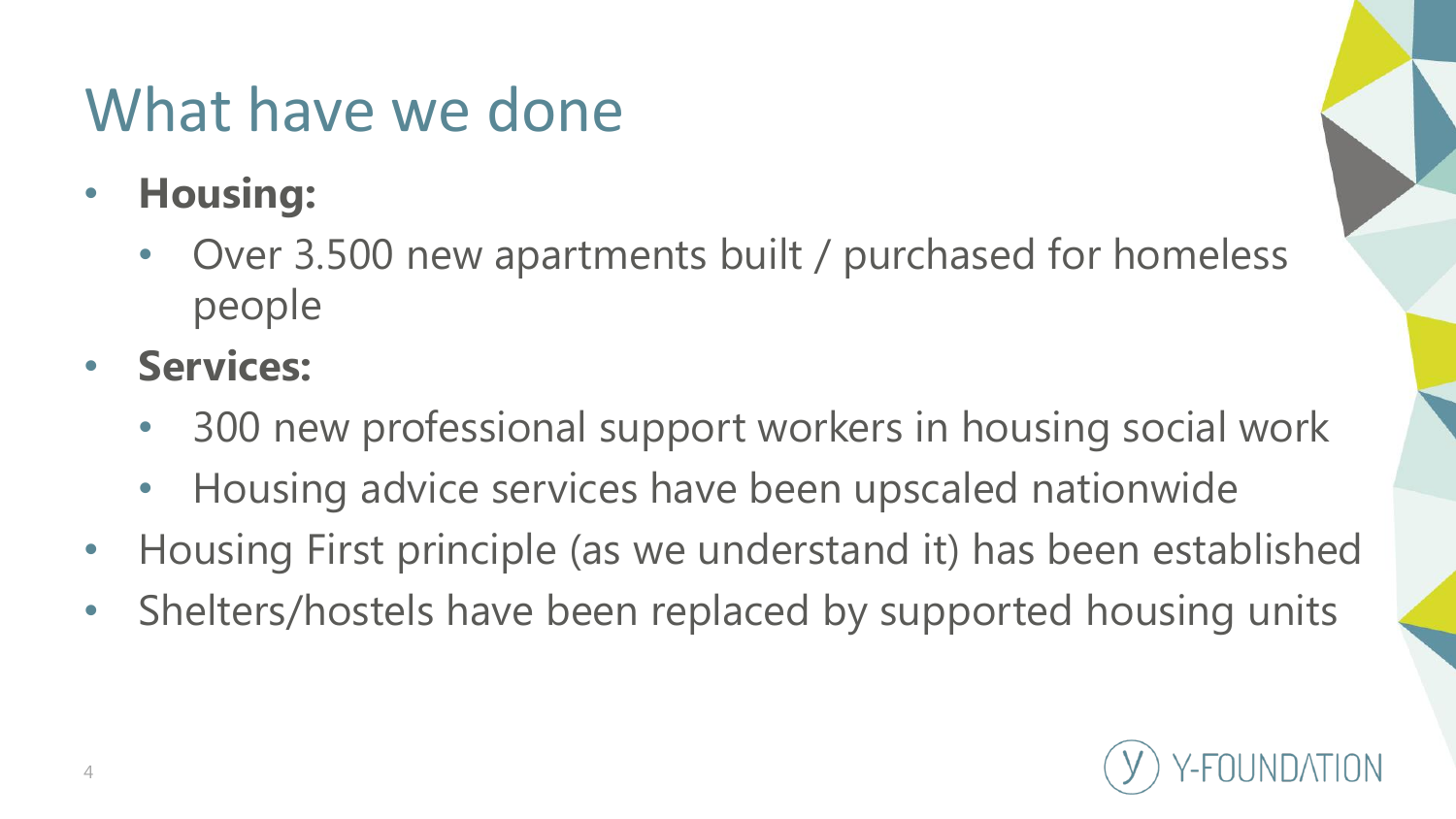# What have we done

- **Housing:**
  - Over 3.500 new apartments built / purchased for homeless people
- **Services:**
  - 300 new professional support workers in housing social work
  - Housing advice services have been upscaled nationwide
- Housing First principle (as we understand it) has been established
- Shelters/hostels have been replaced by supported housing units

Y-FOUNDATION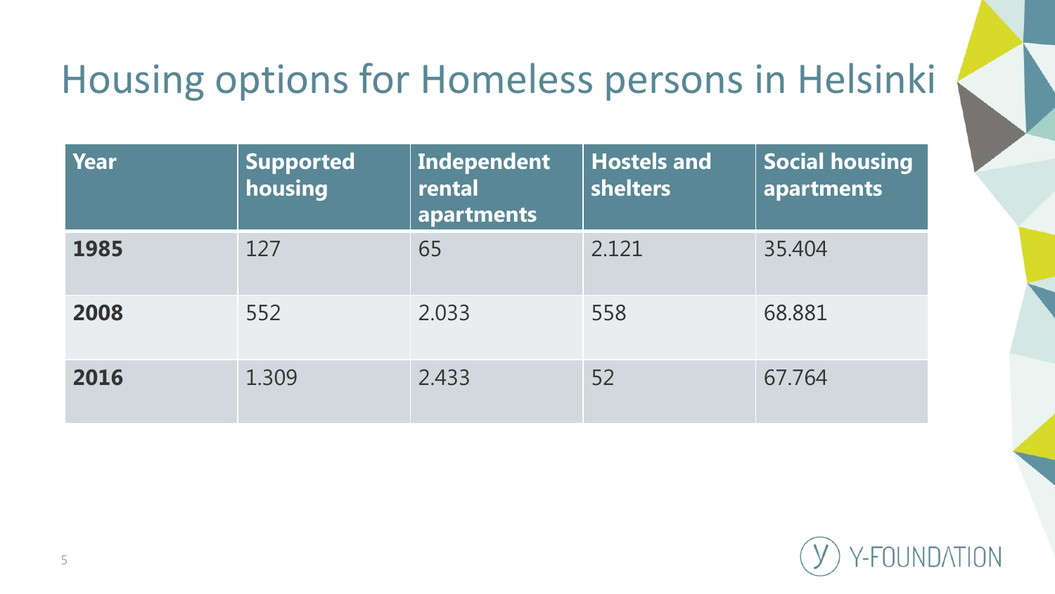# Housing options for Homeless persons in Helsinki

| Year | Supported housing | Independent rental apartments | Hostels and shelters | Social housing apartments |
|---|---|---|---|---|
| **1985** | 127 | 65 | 2.121 | 35.404 |
| **2008** | 552 | 2.033 | 558 | 68.881 |
| **2016** | 1.309 | 2.433 | 52 | 67.764 |

Y-FOUNDATION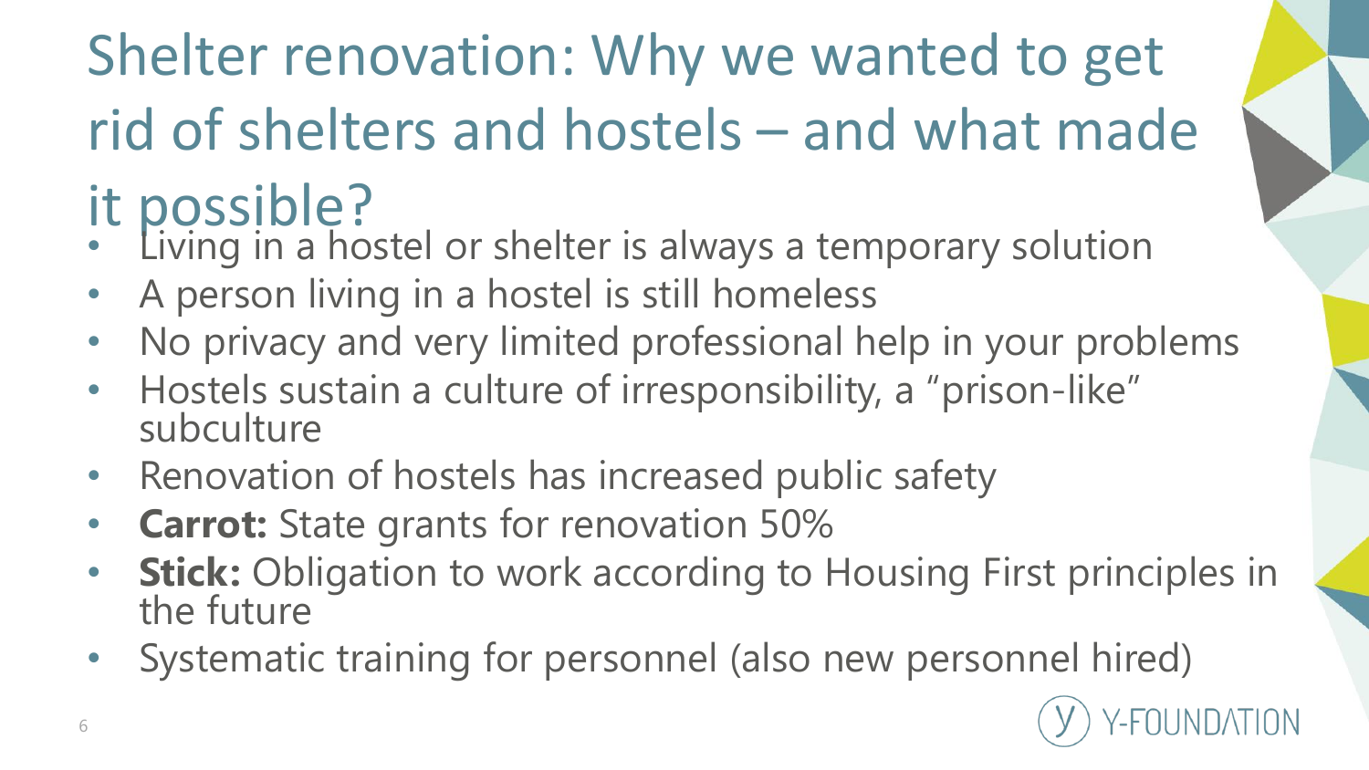# Shelter renovation: Why we wanted to get rid of shelters and hostels – and what made it possible?

- Living in a hostel or shelter is always a temporary solution
- A person living in a hostel is still homeless
- No privacy and very limited professional help in your problems
- Hostels sustain a culture of irresponsibility, a "prison-like" subculture
- Renovation of hostels has increased public safety
- **Carrot:** State grants for renovation 50%
- **Stick:** Obligation to work according to Housing First principles in the future
- Systematic training for personnel (also new personnel hired)

Y-FOUNDATION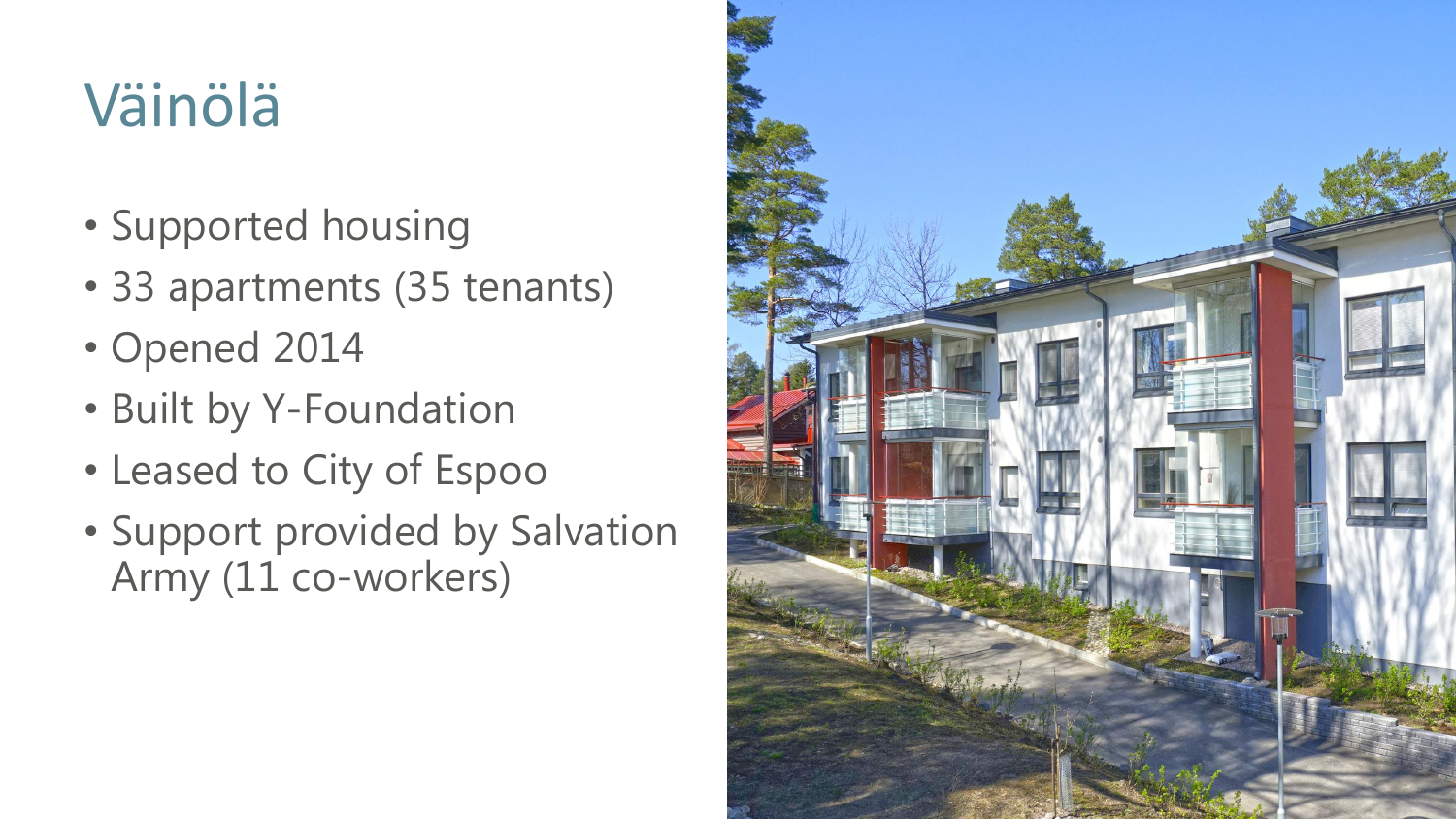# Väinölä

- Supported housing
- 33 apartments (35 tenants)
- Opened 2014
- Built by Y-Foundation
- Leased to City of Espoo
- Support provided by Salvation Army (11 co-workers)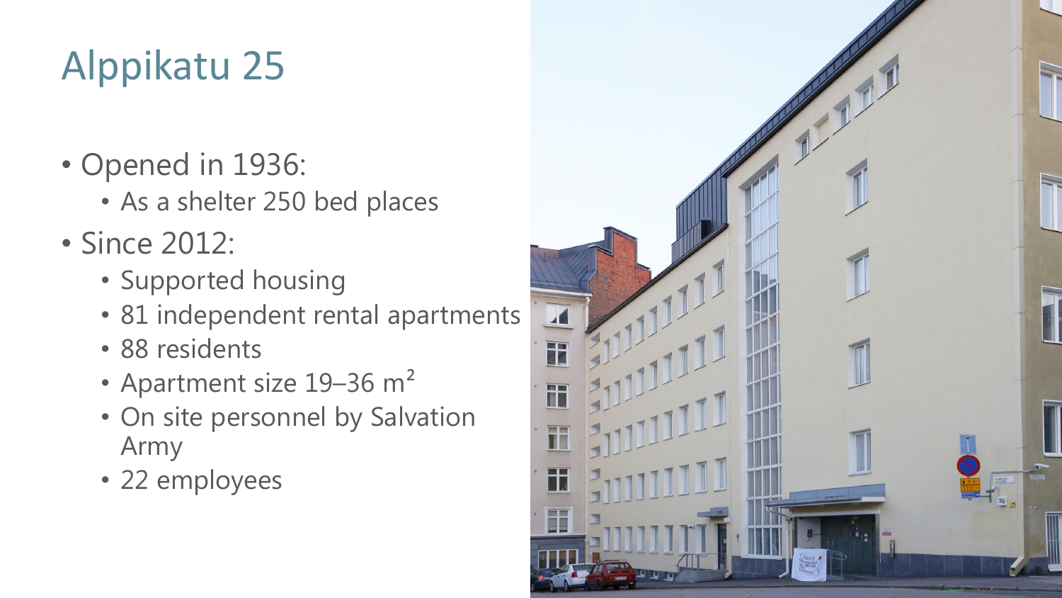# Alppikatu 25

- Opened in 1936:
  - As a shelter 250 bed places
- Since 2012:
  - Supported housing
  - 81 independent rental apartments
  - 88 residents
  - Apartment size 19–36 $m^2$
  - On site personnel by Salvation Army
  - 22 employees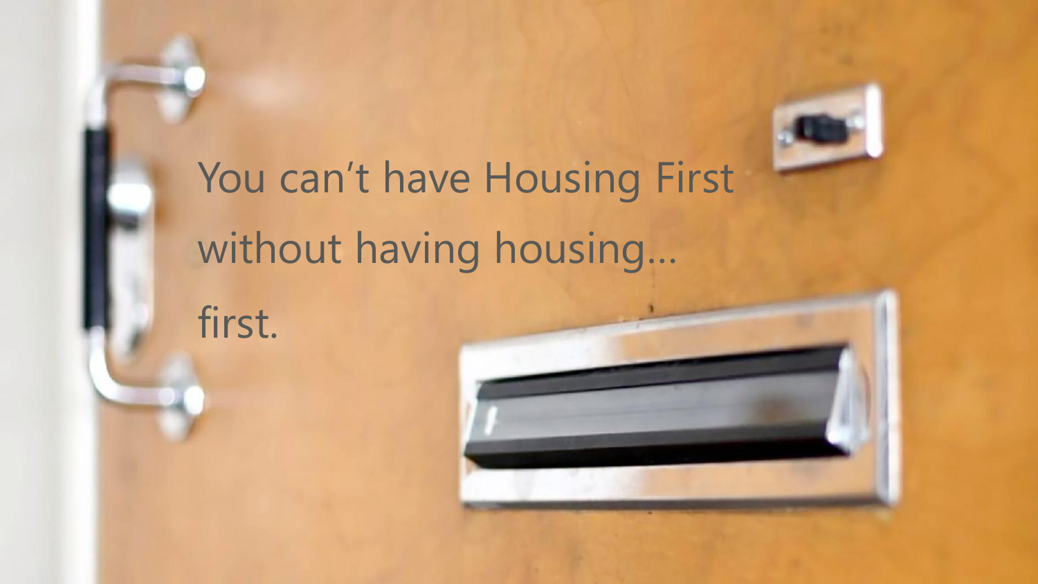You can't have Housing First without having housing… first.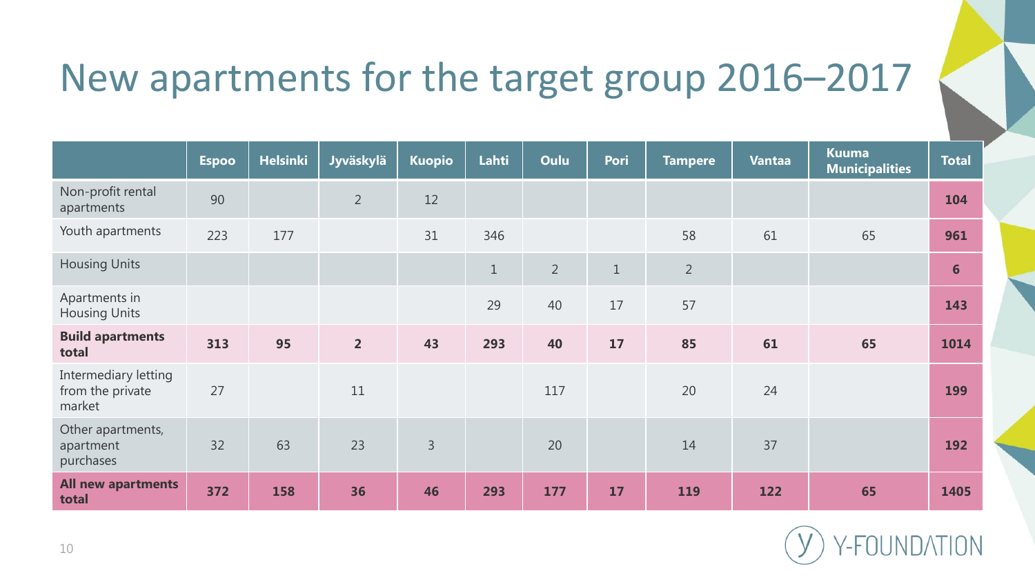# New apartments for the target group 2016–2017

| | Espoo | Helsinki | Jyväskylä | Kuopio | Lahti | Oulu | Pori | Tampere | Vantaa | Kuuma Municipalities | Total |
|---|---|---|---|---|---|---|---|---|---|---|---|
| Non-profit rental apartments | 90 | | 2 | 12 | | | | | | | **104** |
| Youth apartments | 223 | 177 | | 31 | 346 | | | 58 | 61 | 65 | **961** |
| Housing Units | | | | | 1 | 2 | 1 | 2 | | | **6** |
| Apartments in Housing Units | | | | | 29 | 40 | 17 | 57 | | | **143** |
| **Build apartments total** | **313** | **95** | **2** | **43** | **293** | **40** | **17** | **85** | **61** | **65** | **1014** |
| Intermediary letting from the private market | 27 | | 11 | | | 117 | | 20 | 24 | | **199** |
| Other apartments, apartment purchases | 32 | 63 | 23 | 3 | | 20 | | 14 | 37 | | **192** |
| **All new apartments total** | **372** | **158** | **36** | **46** | **293** | **177** | **17** | **119** | **122** | **65** | **1405** |

Y-FOUNDATION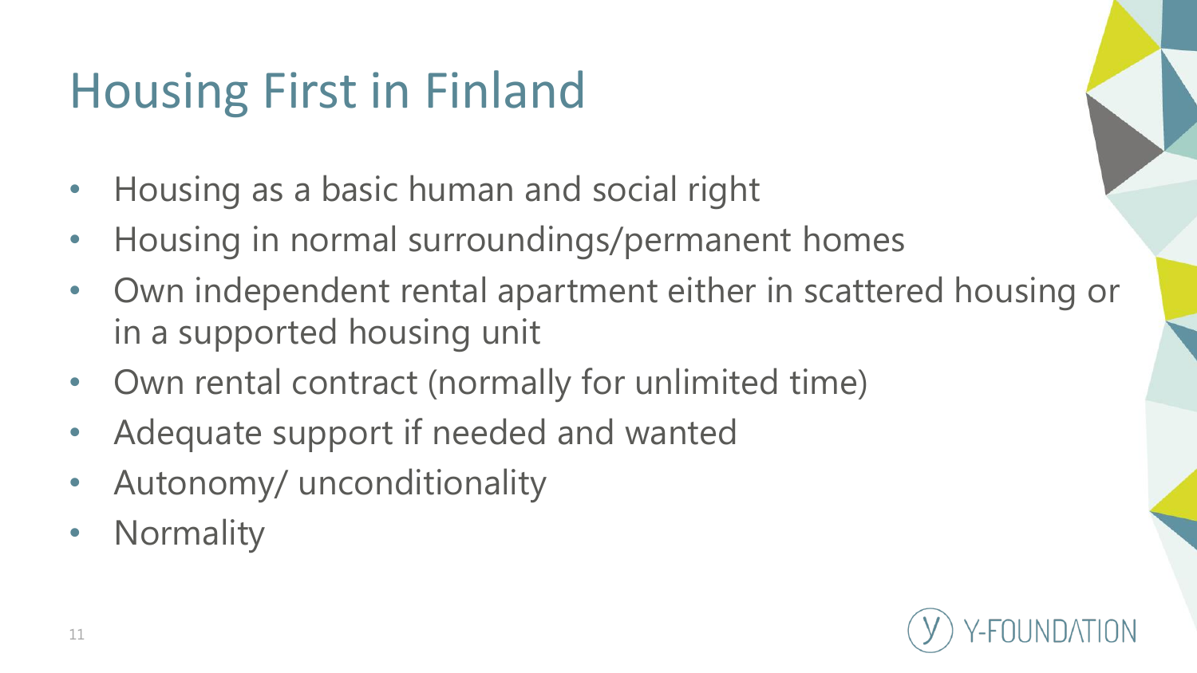# Housing First in Finland

- Housing as a basic human and social right
- Housing in normal surroundings/permanent homes
- Own independent rental apartment either in scattered housing or in a supported housing unit
- Own rental contract (normally for unlimited time)
- Adequate support if needed and wanted
- Autonomy/ unconditionality
- Normality

Y-FOUNDATION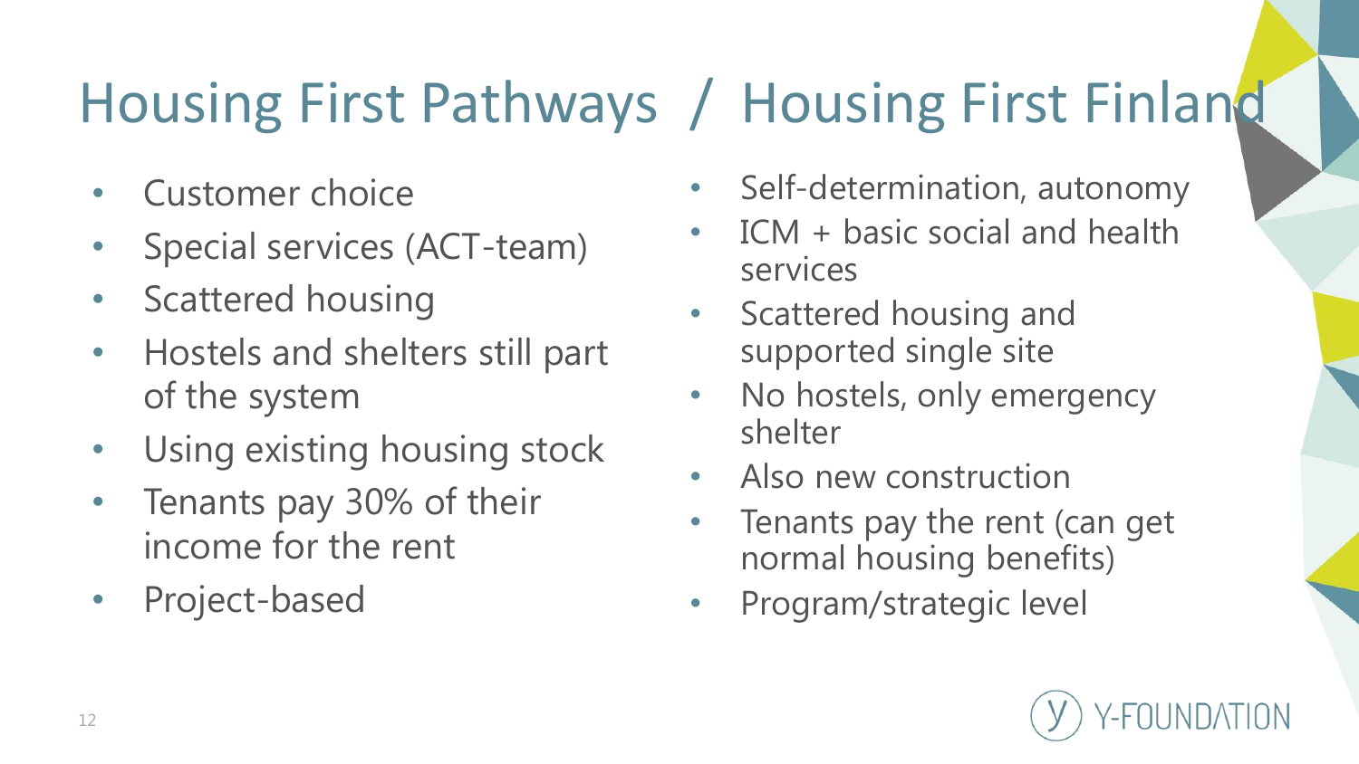# Housing First Pathways / Housing First Finland

| Housing First Pathways | Housing First Finland |
|---|---|
| Customer choice | Self-determination, autonomy |
| Special services (ACT-team) | ICM + basic social and health services |
| Scattered housing | Scattered housing and supported single site |
| Hostels and shelters still part of the system | No hostels, only emergency shelter |
| Using existing housing stock | Also new construction |
| Tenants pay 30% of their income for the rent | Tenants pay the rent (can get normal housing benefits) |
| Project-based | Program/strategic level |

Y-FOUNDATION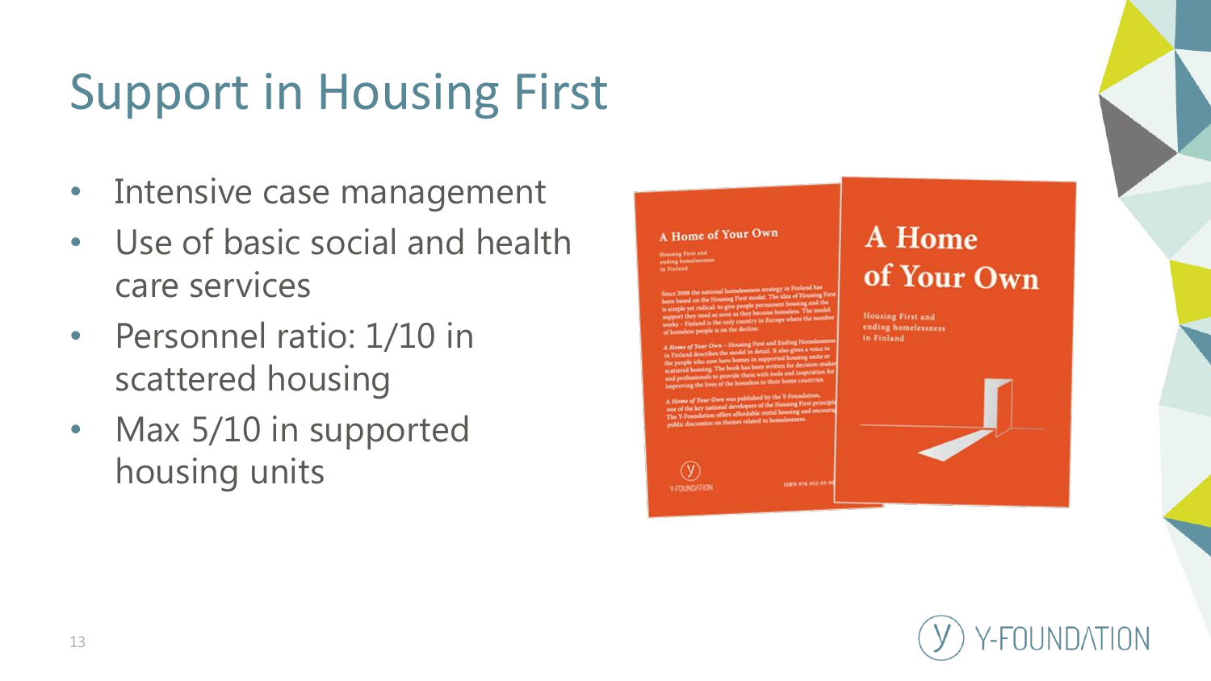# Support in Housing First

- Intensive case management
- Use of basic social and health care services
- Personnel ratio: 1/10 in scattered housing
- Max 5/10 in supported housing units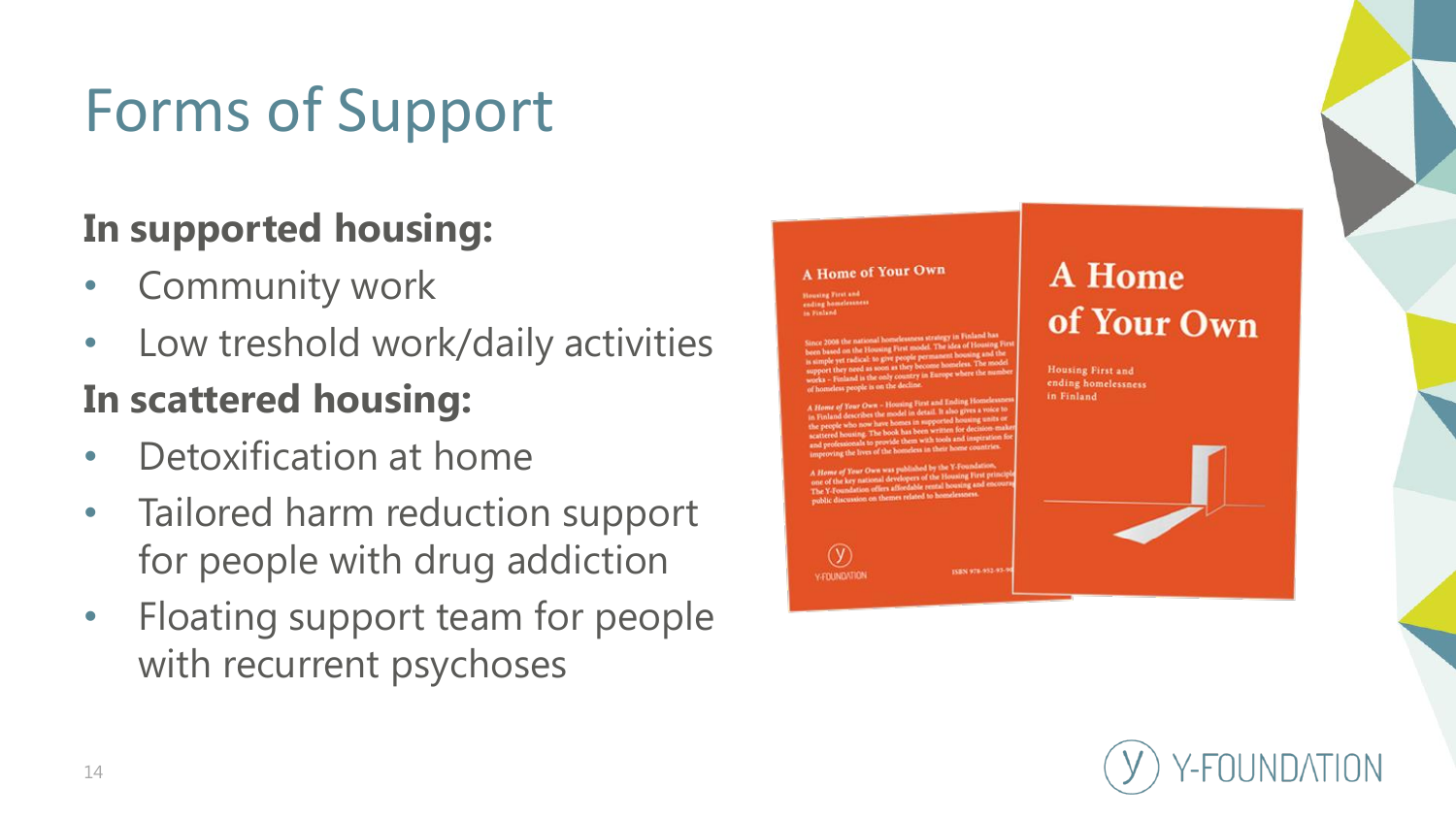# Forms of Support

**In supported housing:**

- Community work
- Low treshold work/daily activities

**In scattered housing:**

- Detoxification at home
- Tailored harm reduction support for people with drug addiction
- Floating support team for people with recurrent psychoses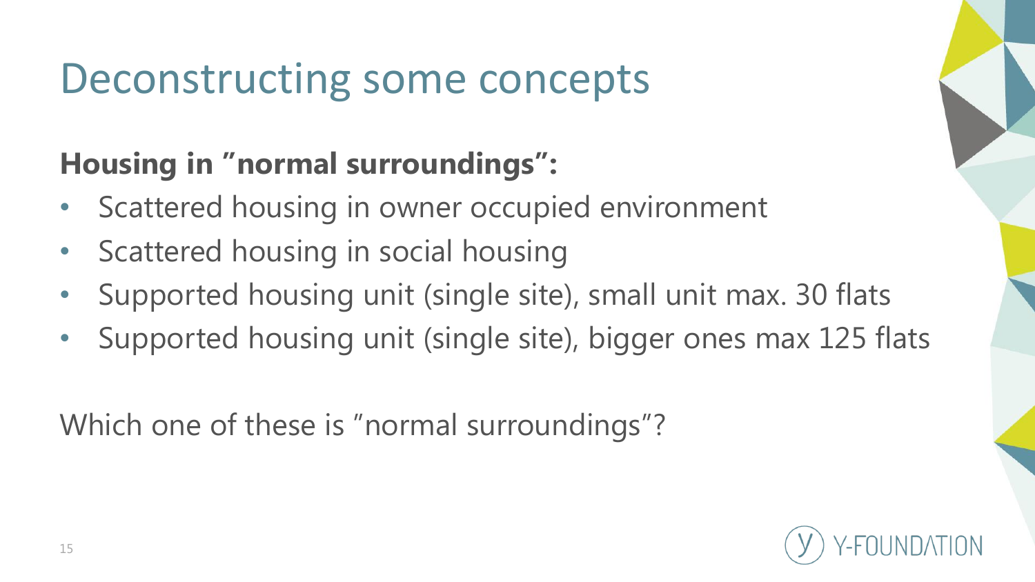# Deconstructing some concepts

**Housing in ”normal surroundings”:**

- Scattered housing in owner occupied environment
- Scattered housing in social housing
- Supported housing unit (single site), small unit max. 30 flats
- Supported housing unit (single site), bigger ones max 125 flats

Which one of these is ”normal surroundings”?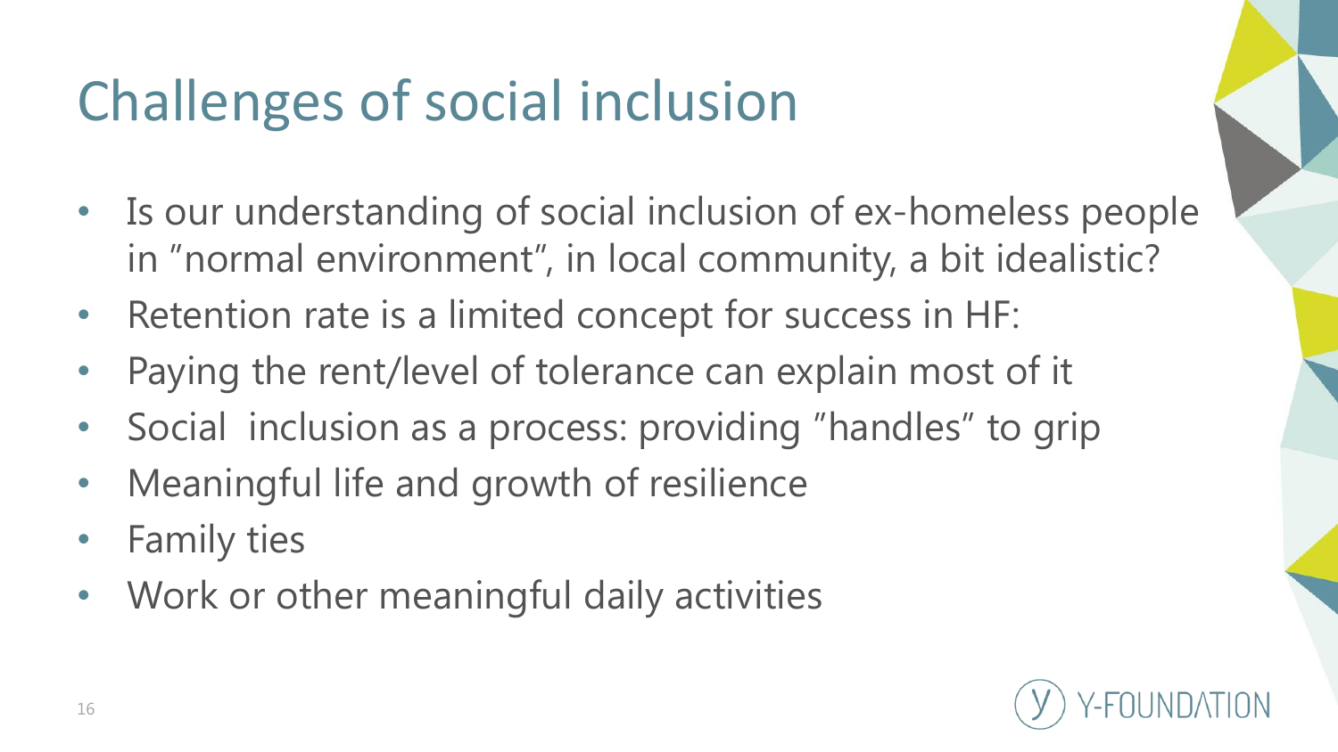# Challenges of social inclusion

- Is our understanding of social inclusion of ex-homeless people in ”normal environment”, in local community, a bit idealistic?
- Retention rate is a limited concept for success in HF:
- Paying the rent/level of tolerance can explain most of it
- Social inclusion as a process: providing ”handles” to grip
- Meaningful life and growth of resilience
- Family ties
- Work or other meaningful daily activities

Y-FOUNDATION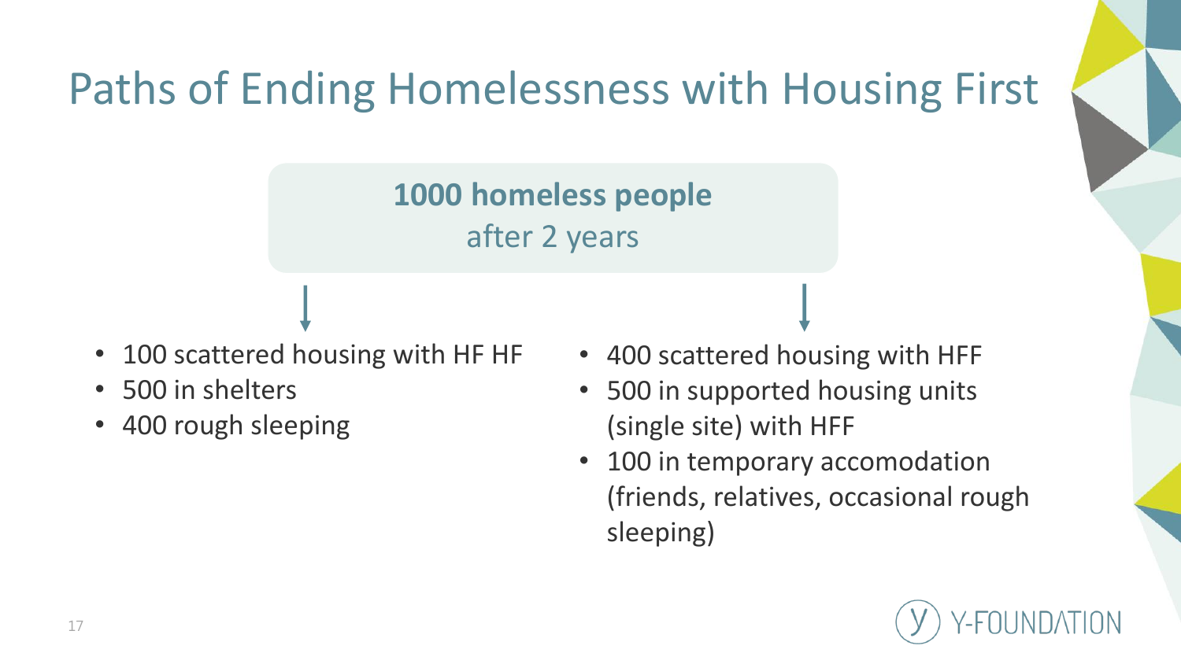# Paths of Ending Homelessness with Housing First

**1000 homeless people**
after 2 years

- 100 scattered housing with HF HF
- 500 in shelters
- 400 rough sleeping

- 400 scattered housing with HFF
- 500 in supported housing units (single site) with HFF
- 100 in temporary accomodation (friends, relatives, occasional rough sleeping)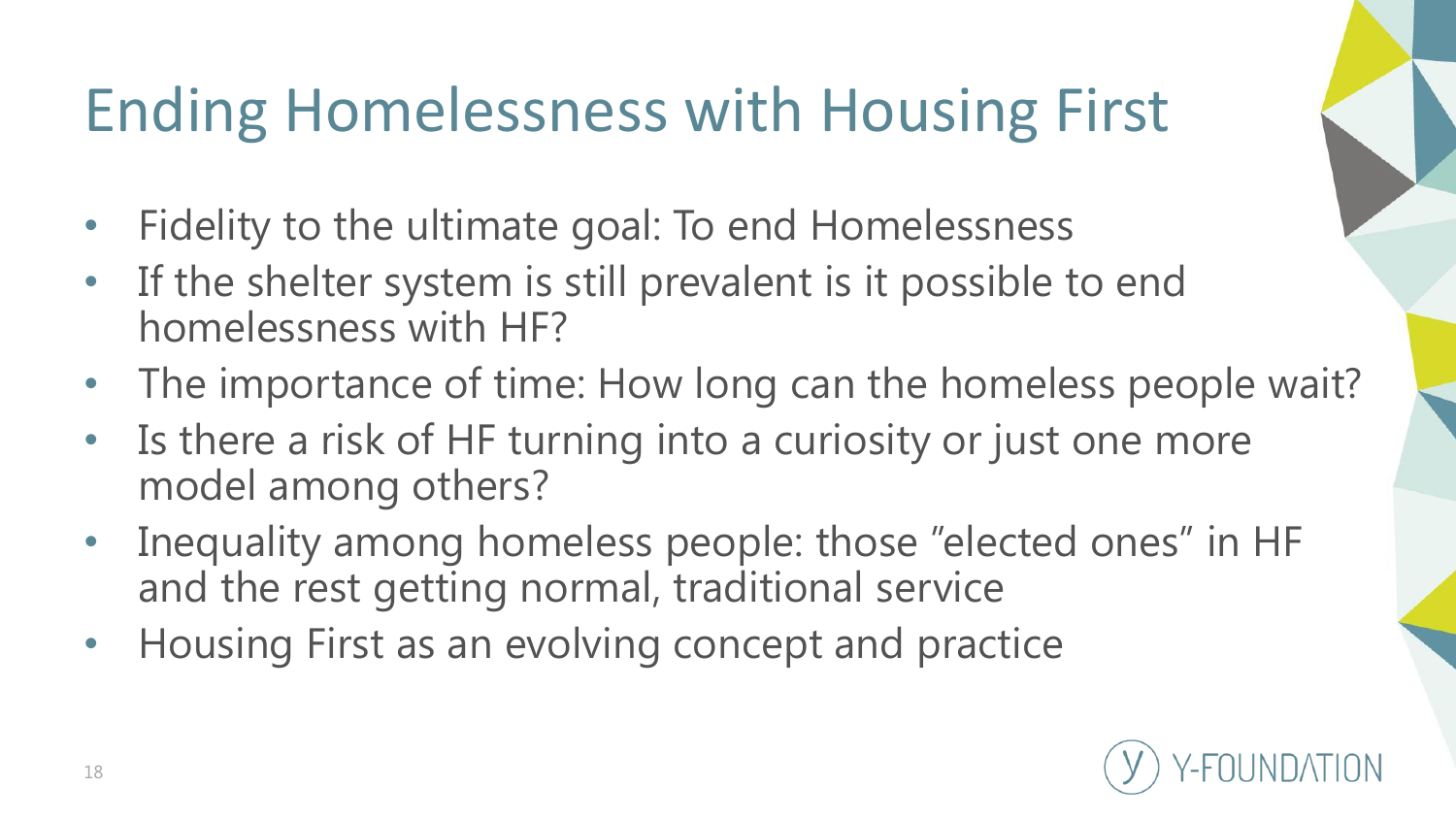# Ending Homelessness with Housing First

- Fidelity to the ultimate goal: To end Homelessness
- If the shelter system is still prevalent is it possible to end homelessness with HF?
- The importance of time: How long can the homeless people wait?
- Is there a risk of HF turning into a curiosity or just one more model among others?
- Inequality among homeless people: those "elected ones" in HF and the rest getting normal, traditional service
- Housing First as an evolving concept and practice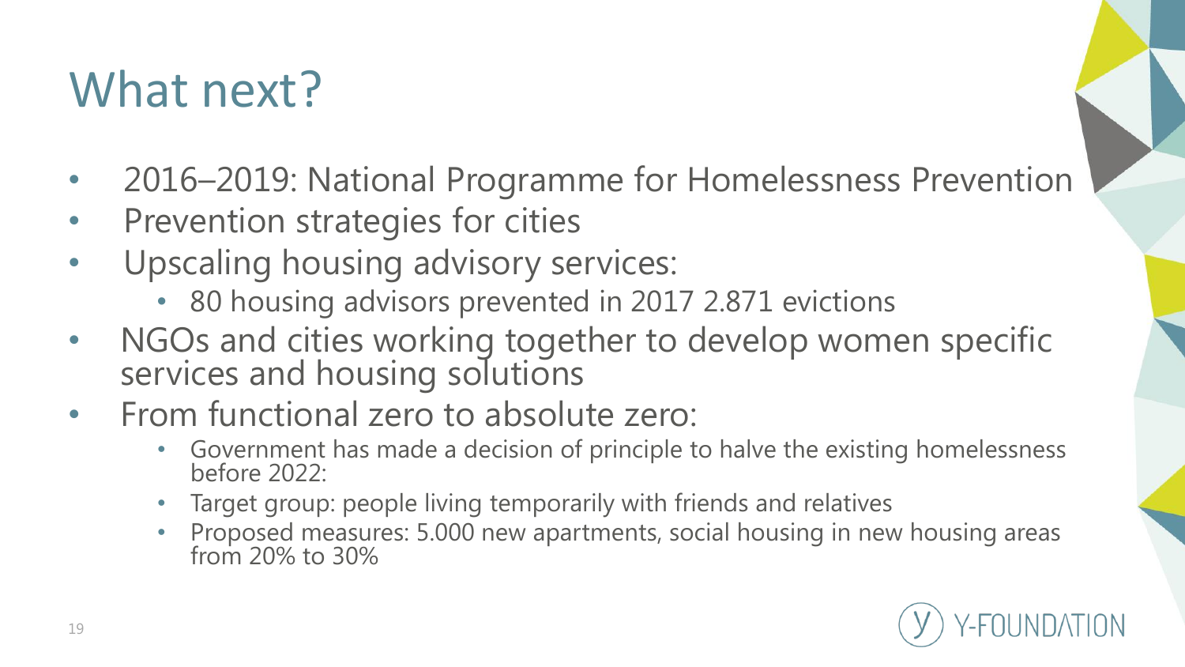# What next?

- 2016–2019: National Programme for Homelessness Prevention
- Prevention strategies for cities
- Upscaling housing advisory services:
  - 80 housing advisors prevented in 2017 2.871 evictions
- NGOs and cities working together to develop women specific services and housing solutions
- From functional zero to absolute zero:
  - Government has made a decision of principle to halve the existing homelessness before 2022:
  - Target group: people living temporarily with friends and relatives
  - Proposed measures: 5.000 new apartments, social housing in new housing areas from 20% to 30%

Y-FOUNDATION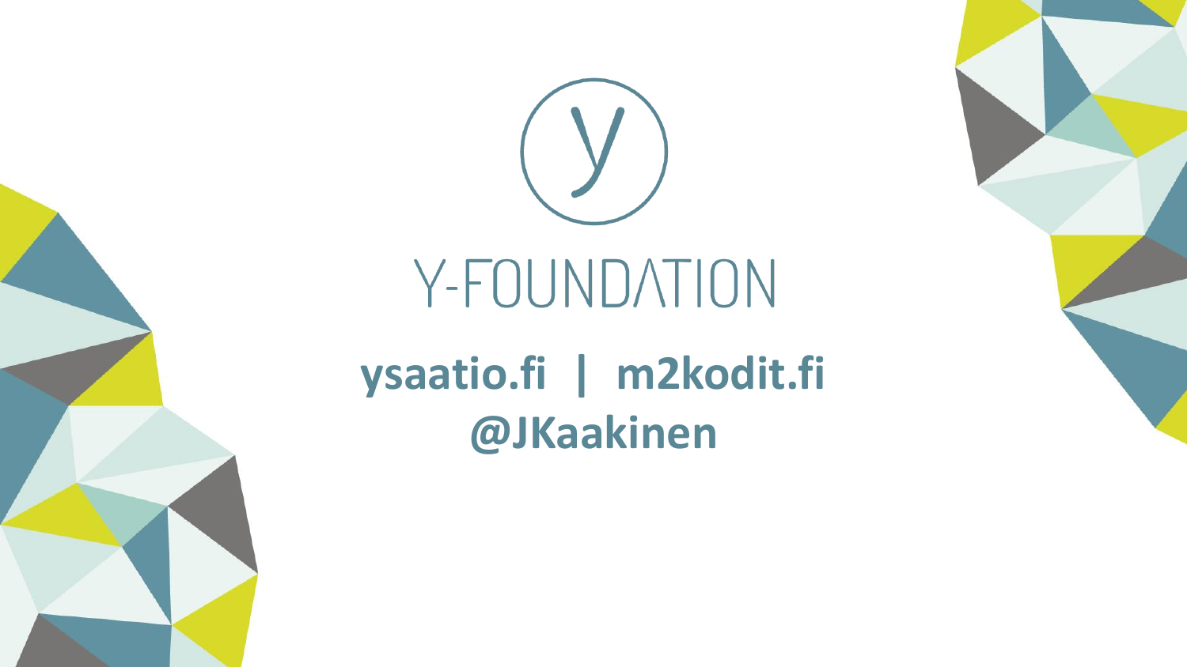Y-FOUNDATION

**ysaatio.fi | m2kodit.fi**

**@JKaakinen**